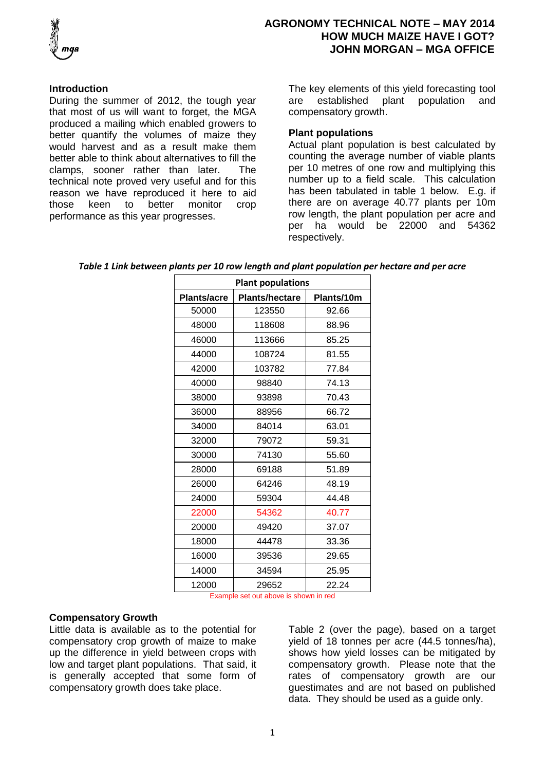# AGRONOMY TECHNICAL NOTE – MAY 2014
# HOW MUCH MAIZE HAVE I GOT?
## JOHN MORGAN – MGA OFFICE

### Introduction

During the summer of 2012, the tough year that most of us will want to forget, the MGA produced a mailing which enabled growers to better quantify the volumes of maize they would harvest and as a result make them better able to think about alternatives to fill the clamps, sooner rather than later. The technical note proved very useful and for this reason we have reproduced it here to aid those keen to better monitor crop performance as this year progresses.

The key elements of this yield forecasting tool are established plant population and compensatory growth.

### Plant populations

Actual plant population is best calculated by counting the average number of viable plants per 10 metres of one row and multiplying this number up to a field scale. This calculation has been tabulated in table 1 below. E.g. if there are on average 40.77 plants per 10m row length, the plant population per acre and per ha would be 22000 and 54362 respectively.

***Table 1 Link between plants per 10 row length and plant population per hectare and per acre***

| Plant populations | | |
|---|---|---|
| **Plants/acre** | **Plants/hectare** | **Plants/10m** |
| 50000 | 123550 | 92.66 |
| 48000 | 118608 | 88.96 |
| 46000 | 113666 | 85.25 |
| 44000 | 108724 | 81.55 |
| 42000 | 103782 | 77.84 |
| 40000 | 98840 | 74.13 |
| 38000 | 93898 | 70.43 |
| 36000 | 88956 | 66.72 |
| 34000 | 84014 | 63.01 |
| 32000 | 79072 | 59.31 |
| 30000 | 74130 | 55.60 |
| 28000 | 69188 | 51.89 |
| 26000 | 64246 | 48.19 |
| 24000 | 59304 | 44.48 |
| 22000 | 54362 | 40.77 |
| 20000 | 49420 | 37.07 |
| 18000 | 44478 | 33.36 |
| 16000 | 39536 | 29.65 |
| 14000 | 34594 | 25.95 |
| 12000 | 29652 | 22.24 |

Example set out above is shown in red

### Compensatory Growth

Little data is available as to the potential for compensatory crop growth of maize to make up the difference in yield between crops with low and target plant populations. That said, it is generally accepted that some form of compensatory growth does take place.

Table 2 (over the page), based on a target yield of 18 tonnes per acre (44.5 tonnes/ha), shows how yield losses can be mitigated by compensatory growth. Please note that the rates of compensatory growth are our guestimates and are not based on published data. They should be used as a guide only.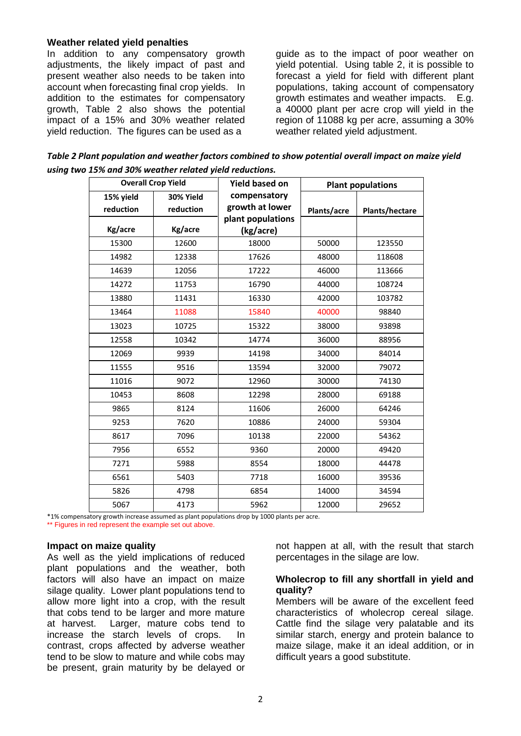### Weather related yield penalties

In addition to any compensatory growth adjustments, the likely impact of past and present weather also needs to be taken into account when forecasting final crop yields. In addition to the estimates for compensatory growth, Table 2 also shows the potential impact of a 15% and 30% weather related yield reduction. The figures can be used as a guide as to the impact of poor weather on yield potential. Using table 2, it is possible to forecast a yield for field with different plant populations, taking account of compensatory growth estimates and weather impacts. E.g. a 40000 plant per acre crop will yield in the region of 11088 kg per acre, assuming a 30% weather related yield adjustment.

***Table 2 Plant population and weather factors combined to show potential overall impact on maize yield using two 15% and 30% weather related yield reductions.***

| Overall Crop Yield | | Yield based on compensatory growth at lower plant populations (kg/acre) | Plant populations | |
|---|---|---|---|---|
| 15% yield reduction Kg/acre | 30% Yield reduction Kg/acre | | Plants/acre | Plants/hectare |
| 15300 | 12600 | 18000 | 50000 | 123550 |
| 14982 | 12338 | 17626 | 48000 | 118608 |
| 14639 | 12056 | 17222 | 46000 | 113666 |
| 14272 | 11753 | 16790 | 44000 | 108724 |
| 13880 | 11431 | 16330 | 42000 | 103782 |
| 13464 | 11088 | 15840 | 40000 | 98840 |
| 13023 | 10725 | 15322 | 38000 | 93898 |
| 12558 | 10342 | 14774 | 36000 | 88956 |
| 12069 | 9939 | 14198 | 34000 | 84014 |
| 11555 | 9516 | 13594 | 32000 | 79072 |
| 11016 | 9072 | 12960 | 30000 | 74130 |
| 10453 | 8608 | 12298 | 28000 | 69188 |
| 9865 | 8124 | 11606 | 26000 | 64246 |
| 9253 | 7620 | 10886 | 24000 | 59304 |
| 8617 | 7096 | 10138 | 22000 | 54362 |
| 7956 | 6552 | 9360 | 20000 | 49420 |
| 7271 | 5988 | 8554 | 18000 | 44478 |
| 6561 | 5403 | 7718 | 16000 | 39536 |
| 5826 | 4798 | 6854 | 14000 | 34594 |
| 5067 | 4173 | 5962 | 12000 | 29652 |

*1% compensatory growth increase assumed as plant populations drop by 1000 plants per acre.

** Figures in red represent the example set out above.

### Impact on maize quality

As well as the yield implications of reduced plant populations and the weather, both factors will also have an impact on maize silage quality. Lower plant populations tend to allow more light into a crop, with the result that cobs tend to be larger and more mature at harvest. Larger, mature cobs tend to increase the starch levels of crops. In contrast, crops affected by adverse weather tend to be slow to mature and while cobs may be present, grain maturity by be delayed or not happen at all, with the result that starch percentages in the silage are low.

### Wholecrop to fill any shortfall in yield and quality?

Members will be aware of the excellent feed characteristics of wholecrop cereal silage. Cattle find the silage very palatable and its similar starch, energy and protein balance to maize silage, make it an ideal addition, or in difficult years a good substitute.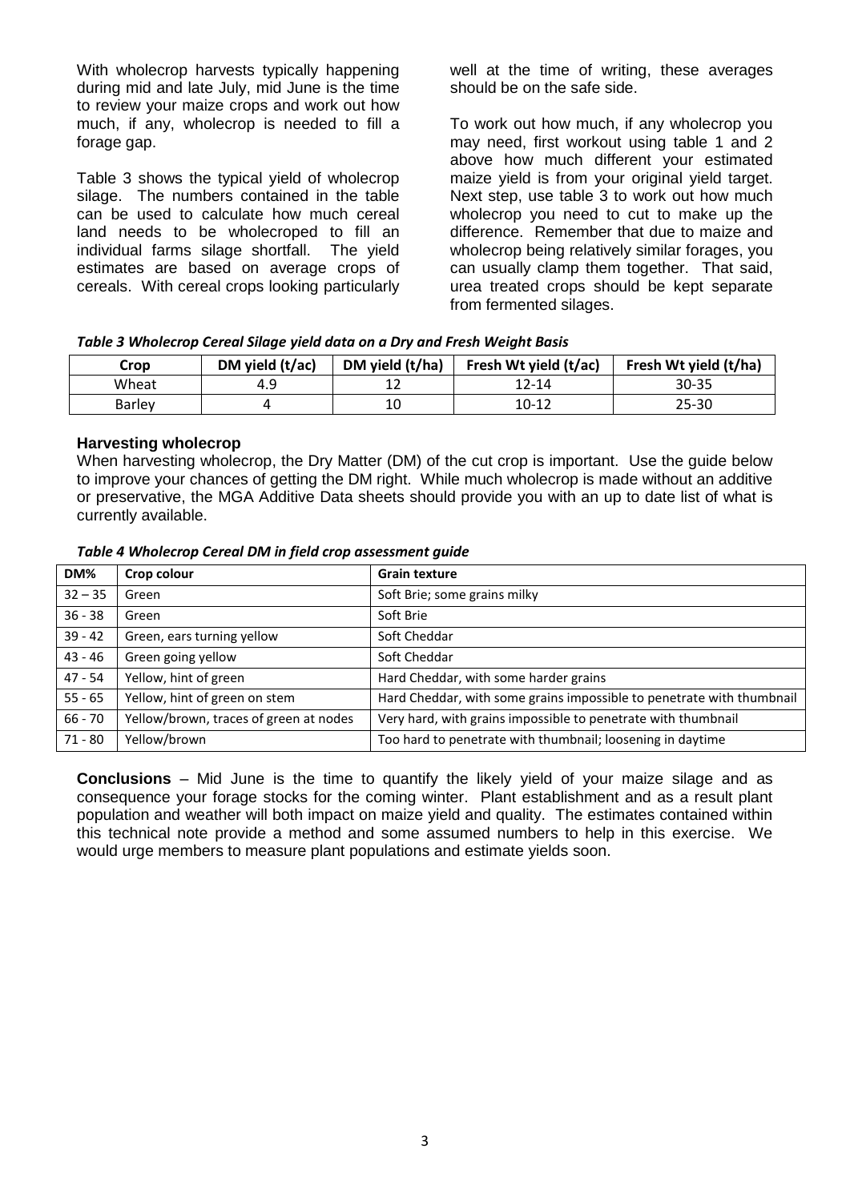With wholecrop harvests typically happening during mid and late July, mid June is the time to review your maize crops and work out how much, if any, wholecrop is needed to fill a forage gap.

Table 3 shows the typical yield of wholecrop silage. The numbers contained in the table can be used to calculate how much cereal land needs to be wholecroped to fill an individual farms silage shortfall. The yield estimates are based on average crops of cereals. With cereal crops looking particularly well at the time of writing, these averages should be on the safe side.

To work out how much, if any wholecrop you may need, first workout using table 1 and 2 above how much different your estimated maize yield is from your original yield target. Next step, use table 3 to work out how much wholecrop you need to cut to make up the difference. Remember that due to maize and wholecrop being relatively similar forages, you can usually clamp them together. That said, urea treated crops should be kept separate from fermented silages.

***Table 3 Wholecrop Cereal Silage yield data on a Dry and Fresh Weight Basis***

| Crop | DM yield (t/ac) | DM yield (t/ha) | Fresh Wt yield (t/ac) | Fresh Wt yield (t/ha) |
|---|---|---|---|---|
| Wheat | 4.9 | 12 | 12-14 | 30-35 |
| Barley | 4 | 10 | 10-12 | 25-30 |

### Harvesting wholecrop

When harvesting wholecrop, the Dry Matter (DM) of the cut crop is important. Use the guide below to improve your chances of getting the DM right. While much wholecrop is made without an additive or preservative, the MGA Additive Data sheets should provide you with an up to date list of what is currently available.

***Table 4 Wholecrop Cereal DM in field crop assessment guide***

| DM% | Crop colour | Grain texture |
|---|---|---|
| 32 – 35 | Green | Soft Brie; some grains milky |
| 36 - 38 | Green | Soft Brie |
| 39 - 42 | Green, ears turning yellow | Soft Cheddar |
| 43 - 46 | Green going yellow | Soft Cheddar |
| 47 - 54 | Yellow, hint of green | Hard Cheddar, with some harder grains |
| 55 - 65 | Yellow, hint of green on stem | Hard Cheddar, with some grains impossible to penetrate with thumbnail |
| 66 - 70 | Yellow/brown, traces of green at nodes | Very hard, with grains impossible to penetrate with thumbnail |
| 71 - 80 | Yellow/brown | Too hard to penetrate with thumbnail; loosening in daytime |

**Conclusions** – Mid June is the time to quantify the likely yield of your maize silage and as consequence your forage stocks for the coming winter. Plant establishment and as a result plant population and weather will both impact on maize yield and quality. The estimates contained within this technical note provide a method and some assumed numbers to help in this exercise. We would urge members to measure plant populations and estimate yields soon.